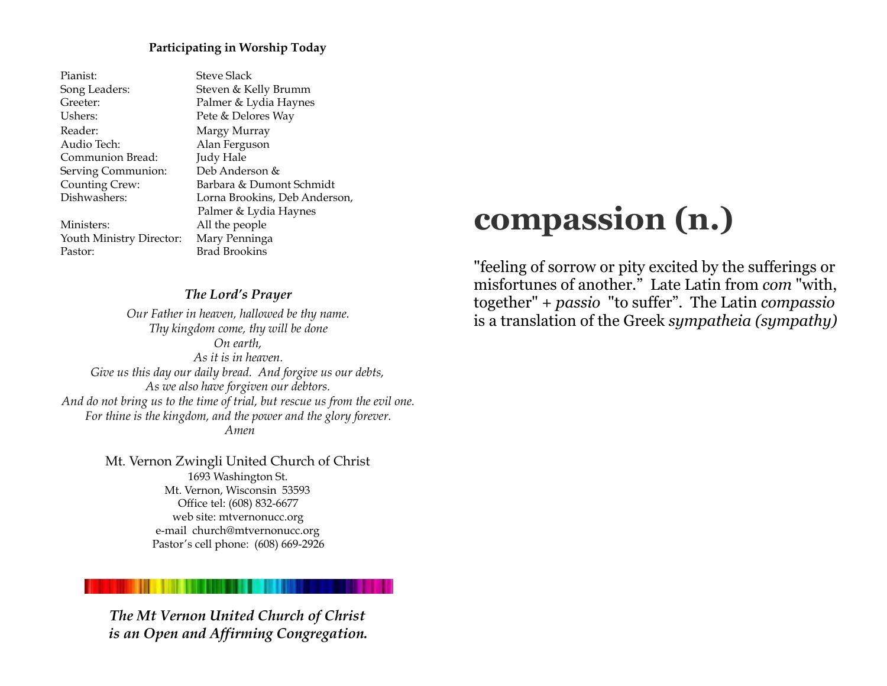**Participating in Worship Today**

| | |
|---|---|
| Pianist: | Steve Slack |
| Song Leaders: | Steven & Kelly Brumm |
| Greeter: | Palmer & Lydia Haynes |
| Ushers: | Pete & Delores Way |
| Reader: | Margy Murray |
| Audio Tech: | Alan Ferguson |
| Communion Bread: | Judy Hale |
| Serving Communion: | Deb Anderson & |
| Counting Crew: | Barbara & Dumont Schmidt |
| Dishwashers: | Lorna Brookins, Deb Anderson, Palmer & Lydia Haynes |
| Ministers: | All the people |
| Youth Ministry Director: | Mary Penninga |
| Pastor: | Brad Brookins |

***The Lord's Prayer***

*Our Father in heaven, hallowed be thy name.*
*Thy kingdom come, thy will be done*
*On earth,*
*As it is in heaven.*
*Give us this day our daily bread. And forgive us our debts,*
*As we also have forgiven our debtors.*
*And do not bring us to the time of trial, but rescue us from the evil one.*
*For thine is the kingdom, and the power and the glory forever.*
*Amen*

Mt. Vernon Zwingli United Church of Christ
1693 Washington St.
Mt. Vernon, Wisconsin 53593
Office tel: (608) 832-6677
web site: mtvernonucc.org
e-mail church@mtvernonucc.org
Pastor's cell phone: (608) 669-2926

***The Mt Vernon United Church of Christ is an Open and Affirming Congregation.***

# compassion (n.)

"feeling of sorrow or pity excited by the sufferings or misfortunes of another." Late Latin from *com* "with, together" + *passio* "to suffer". The Latin *compassio* is a translation of the Greek *sympatheia (sympathy)*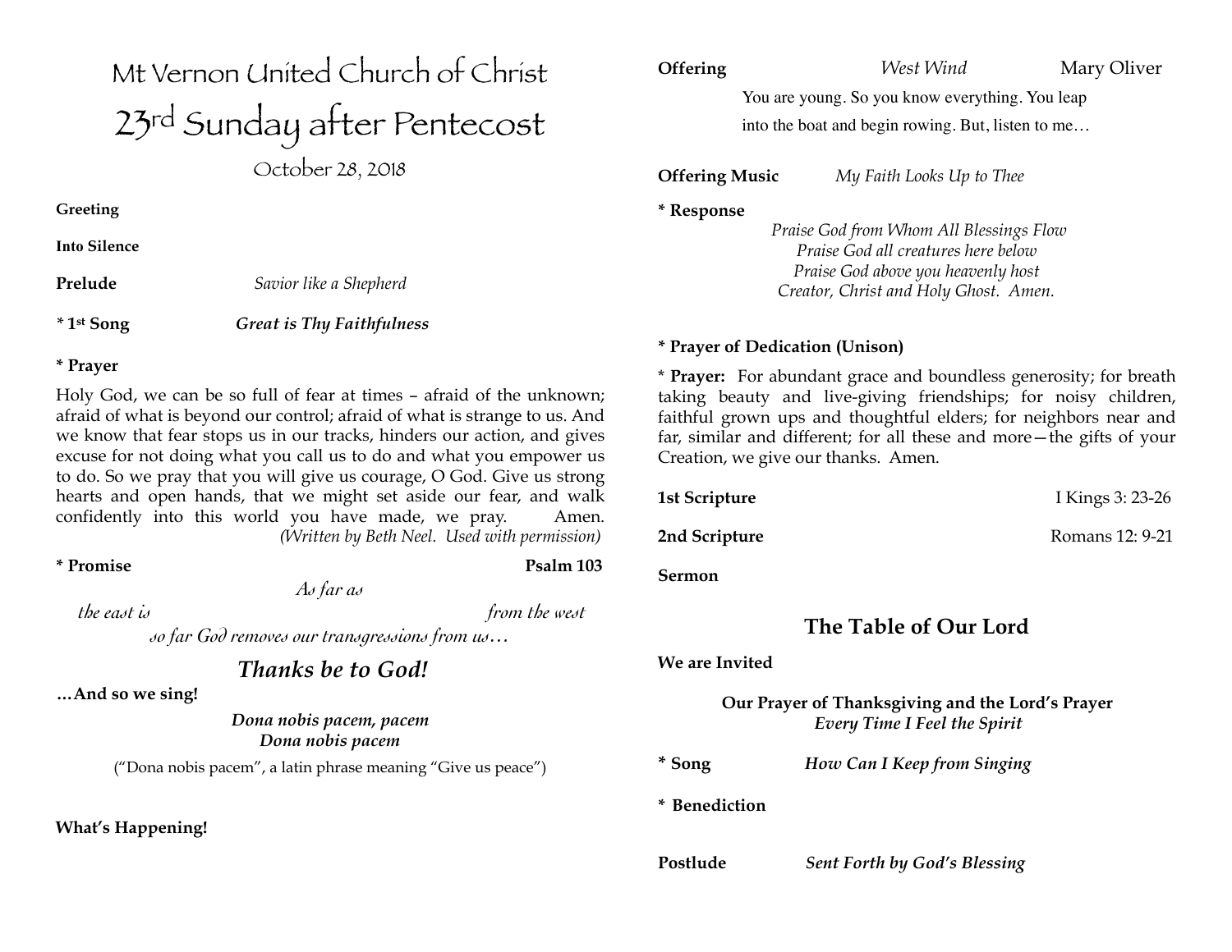# Mt Vernon United Church of Christ

# 23rd Sunday after Pentecost

October 28, 2018

**Greeting**

**Into Silence**

**Prelude** *Savior like a Shepherd*

**\* 1st Song** ***Great is Thy Faithfulness***

**\* Prayer**

Holy God, we can be so full of fear at times – afraid of the unknown; afraid of what is beyond our control; afraid of what is strange to us. And we know that fear stops us in our tracks, hinders our action, and gives excuse for not doing what you call us to do and what you empower us to do. So we pray that you will give us courage, O God. Give us strong hearts and open hands, that we might set aside our fear, and walk confidently into this world you have made, we pray. Amen.
*(Written by Beth Neel. Used with permission)*

**\* Promise** **Psalm 103**

*As far as*
*the east is* *from the west*
*so far God removes our transgressions from us…*

## *Thanks be to God!*

**…And so we sing!**

***Dona nobis pacem, pacem***
***Dona nobis pacem***

("Dona nobis pacem", a latin phrase meaning "Give us peace")

**What's Happening!**

**Offering** *West Wind* Mary Oliver

You are young. So you know everything. You leap
into the boat and begin rowing. But, listen to me…

**Offering Music** *My Faith Looks Up to Thee*

**\* Response**

*Praise God from Whom All Blessings Flow*
*Praise God all creatures here below*
*Praise God above you heavenly host*
*Creator, Christ and Holy Ghost. Amen.*

**\* Prayer of Dedication (Unison)**

\* **Prayer:** For abundant grace and boundless generosity; for breath taking beauty and live-giving friendships; for noisy children, faithful grown ups and thoughtful elders; for neighbors near and far, similar and different; for all these and more—the gifts of your Creation, we give our thanks. Amen.

**1st Scripture** I Kings 3: 23-26

**2nd Scripture** Romans 12: 9-21

**Sermon**

## The Table of Our Lord

**We are Invited**

**Our Prayer of Thanksgiving and the Lord's Prayer**
***Every Time I Feel the Spirit***

**\* Song** ***How Can I Keep from Singing***

**\* Benediction**

**Postlude** ***Sent Forth by God's Blessing***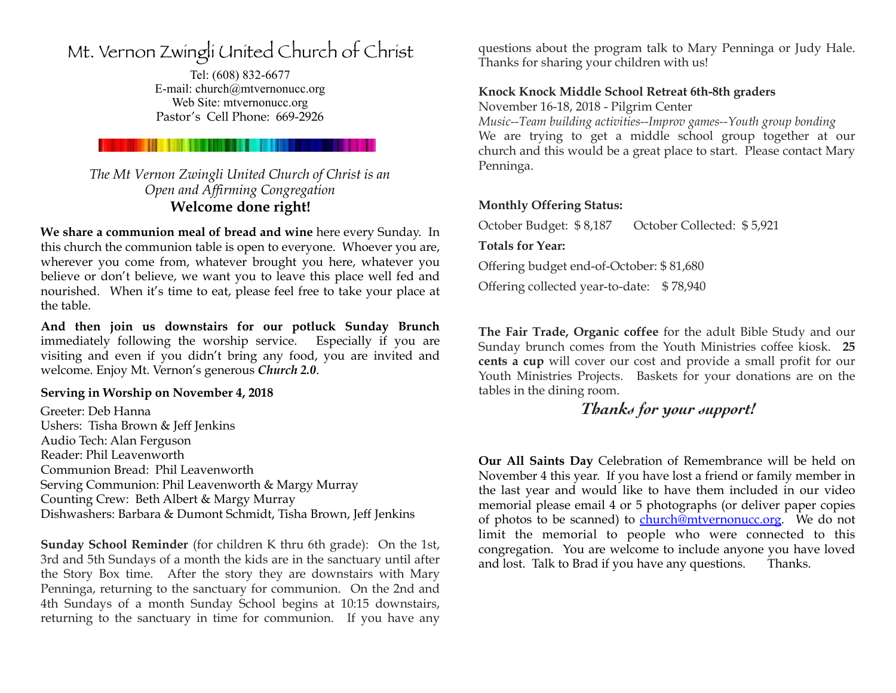# Mt. Vernon Zwingli United Church of Christ

Tel: (608) 832-6677
E-mail: church@mtvernonucc.org
Web Site: mtvernonucc.org
Pastor's Cell Phone: 669-2926

*The Mt Vernon Zwingli United Church of Christ is an Open and Affirming Congregation*

**Welcome done right!**

**We share a communion meal of bread and wine** here every Sunday. In this church the communion table is open to everyone. Whoever you are, wherever you come from, whatever brought you here, whatever you believe or don't believe, we want you to leave this place well fed and nourished. When it's time to eat, please feel free to take your place at the table.

**And then join us downstairs for our potluck Sunday Brunch** immediately following the worship service. Especially if you are visiting and even if you didn't bring any food, you are invited and welcome. Enjoy Mt. Vernon's generous ***Church 2.0***.

**Serving in Worship on November 4, 2018**

Greeter: Deb Hanna
Ushers: Tisha Brown & Jeff Jenkins
Audio Tech: Alan Ferguson
Reader: Phil Leavenworth
Communion Bread: Phil Leavenworth
Serving Communion: Phil Leavenworth & Margy Murray
Counting Crew: Beth Albert & Margy Murray
Dishwashers: Barbara & Dumont Schmidt, Tisha Brown, Jeff Jenkins

**Sunday School Reminder** (for children K thru 6th grade): On the 1st, 3rd and 5th Sundays of a month the kids are in the sanctuary until after the Story Box time. After the story they are downstairs with Mary Penninga, returning to the sanctuary for communion. On the 2nd and 4th Sundays of a month Sunday School begins at 10:15 downstairs, returning to the sanctuary in time for communion. If you have any questions about the program talk to Mary Penninga or Judy Hale. Thanks for sharing your children with us!

**Knock Knock Middle School Retreat 6th-8th graders**
November 16-18, 2018 - Pilgrim Center
*Music--Team building activities--Improv games--Youth group bonding*
We are trying to get a middle school group together at our church and this would be a great place to start. Please contact Mary Penninga.

**Monthly Offering Status:**

October Budget: $ 8,187 October Collected: $ 5,921

**Totals for Year:**

Offering budget end-of-October: $ 81,680

Offering collected year-to-date: $ 78,940

**The Fair Trade, Organic coffee** for the adult Bible Study and our Sunday brunch comes from the Youth Ministries coffee kiosk. **25 cents a cup** will cover our cost and provide a small profit for our Youth Ministries Projects. Baskets for your donations are on the tables in the dining room.

***Thanks for your support!***

**Our All Saints Day** Celebration of Remembrance will be held on November 4 this year. If you have lost a friend or family member in the last year and would like to have them included in our video memorial please email 4 or 5 photographs (or deliver paper copies of photos to be scanned) to church@mtvernonucc.org. We do not limit the memorial to people who were connected to this congregation. You are welcome to include anyone you have loved and lost. Talk to Brad if you have any questions. Thanks.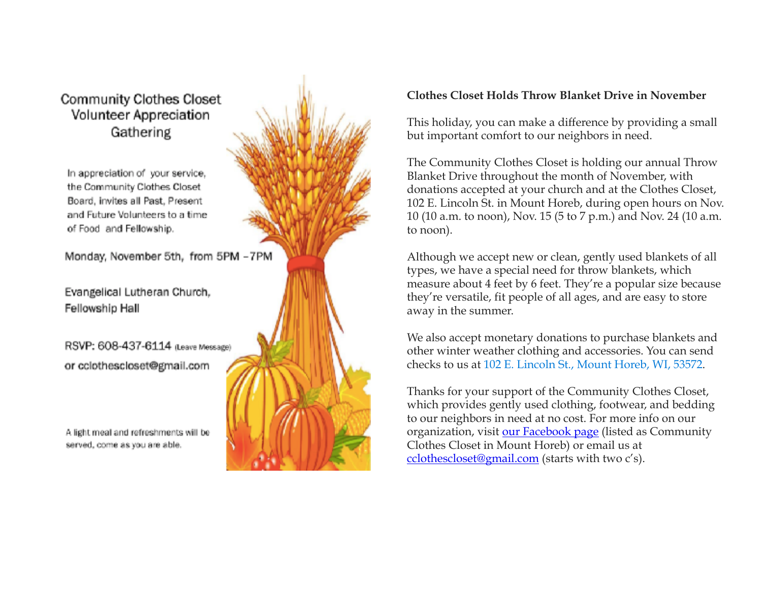## Community Clothes Closet Volunteer Appreciation Gathering

In appreciation of your service, the Community Clothes Closet Board, invites all Past, Present and Future Volunteers to a time of Food and Fellowship.

Monday, November 5th, from 5PM –7PM

Evangelical Lutheran Church, Fellowship Hall

RSVP: 608-437-6114 (Leave Message)
or cclothescloset@gmail.com

A light meal and refreshments will be served, come as you are able.

**Clothes Closet Holds Throw Blanket Drive in November**

This holiday, you can make a difference by providing a small but important comfort to our neighbors in need.

The Community Clothes Closet is holding our annual Throw Blanket Drive throughout the month of November, with donations accepted at your church and at the Clothes Closet, 102 E. Lincoln St. in Mount Horeb, during open hours on Nov. 10 (10 a.m. to noon), Nov. 15 (5 to 7 p.m.) and Nov. 24 (10 a.m. to noon).

Although we accept new or clean, gently used blankets of all types, we have a special need for throw blankets, which measure about 4 feet by 6 feet. They're a popular size because they're versatile, fit people of all ages, and are easy to store away in the summer.

We also accept monetary donations to purchase blankets and other winter weather clothing and accessories. You can send checks to us at 102 E. Lincoln St., Mount Horeb, WI, 53572.

Thanks for your support of the Community Clothes Closet, which provides gently used clothing, footwear, and bedding to our neighbors in need at no cost. For more info on our organization, visit our Facebook page (listed as Community Clothes Closet in Mount Horeb) or email us at cclothescloset@gmail.com (starts with two c's).